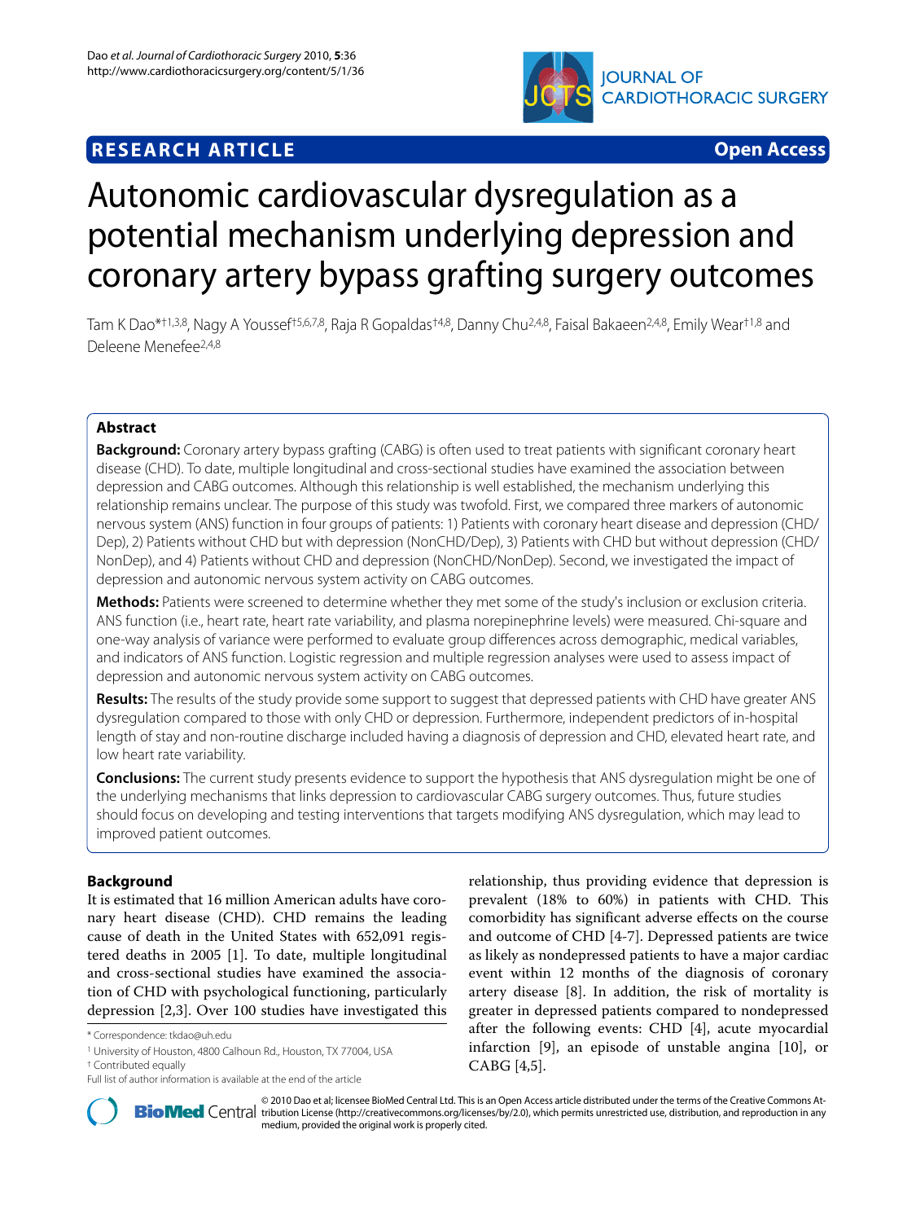**RESEARCH ARTICLE** **Open Access**

# Autonomic cardiovascular dysregulation as a potential mechanism underlying depression and coronary artery bypass grafting surgery outcomes

Tam K Dao*†[1,3,8], Nagy A Youssef†[5,6,7,8], Raja R Gopaldas†[4,8], Danny Chu[2,4,8], Faisal Bakaeen[2,4,8], Emily Wear†[1,8] and Deleene Menefee[2,4,8]

## Abstract

**Background:** Coronary artery bypass grafting (CABG) is often used to treat patients with significant coronary heart disease (CHD). To date, multiple longitudinal and cross-sectional studies have examined the association between depression and CABG outcomes. Although this relationship is well established, the mechanism underlying this relationship remains unclear. The purpose of this study was twofold. First, we compared three markers of autonomic nervous system (ANS) function in four groups of patients: 1) Patients with coronary heart disease and depression (CHD/Dep), 2) Patients without CHD but with depression (NonCHD/Dep), 3) Patients with CHD but without depression (CHD/NonDep), and 4) Patients without CHD and depression (NonCHD/NonDep). Second, we investigated the impact of depression and autonomic nervous system activity on CABG outcomes.

**Methods:** Patients were screened to determine whether they met some of the study's inclusion or exclusion criteria. ANS function (i.e., heart rate, heart rate variability, and plasma norepinephrine levels) were measured. Chi-square and one-way analysis of variance were performed to evaluate group differences across demographic, medical variables, and indicators of ANS function. Logistic regression and multiple regression analyses were used to assess impact of depression and autonomic nervous system activity on CABG outcomes.

**Results:** The results of the study provide some support to suggest that depressed patients with CHD have greater ANS dysregulation compared to those with only CHD or depression. Furthermore, independent predictors of in-hospital length of stay and non-routine discharge included having a diagnosis of depression and CHD, elevated heart rate, and low heart rate variability.

**Conclusions:** The current study presents evidence to support the hypothesis that ANS dysregulation might be one of the underlying mechanisms that links depression to cardiovascular CABG surgery outcomes. Thus, future studies should focus on developing and testing interventions that targets modifying ANS dysregulation, which may lead to improved patient outcomes.

## Background

It is estimated that 16 million American adults have coronary heart disease (CHD). CHD remains the leading cause of death in the United States with 652,091 registered deaths in 2005 [1]. To date, multiple longitudinal and cross-sectional studies have examined the association of CHD with psychological functioning, particularly depression [2,3]. Over 100 studies have investigated this relationship, thus providing evidence that depression is prevalent (18% to 60%) in patients with CHD. This comorbidity has significant adverse effects on the course and outcome of CHD [4-7]. Depressed patients are twice as likely as nondepressed patients to have a major cardiac event within 12 months of the diagnosis of coronary artery disease [8]. In addition, the risk of mortality is greater in depressed patients compared to nondepressed after the following events: CHD [4], acute myocardial infarction [9], an episode of unstable angina [10], or CABG [4,5].

\* Correspondence: tkdao@uh.edu
[1] University of Houston, 4800 Calhoun Rd., Houston, TX 77004, USA
† Contributed equally
Full list of author information is available at the end of the article

© 2010 Dao et al; licensee BioMed Central Ltd. This is an Open Access article distributed under the terms of the Creative Commons Attribution License (http://creativecommons.org/licenses/by/2.0), which permits unrestricted use, distribution, and reproduction in any medium, provided the original work is properly cited.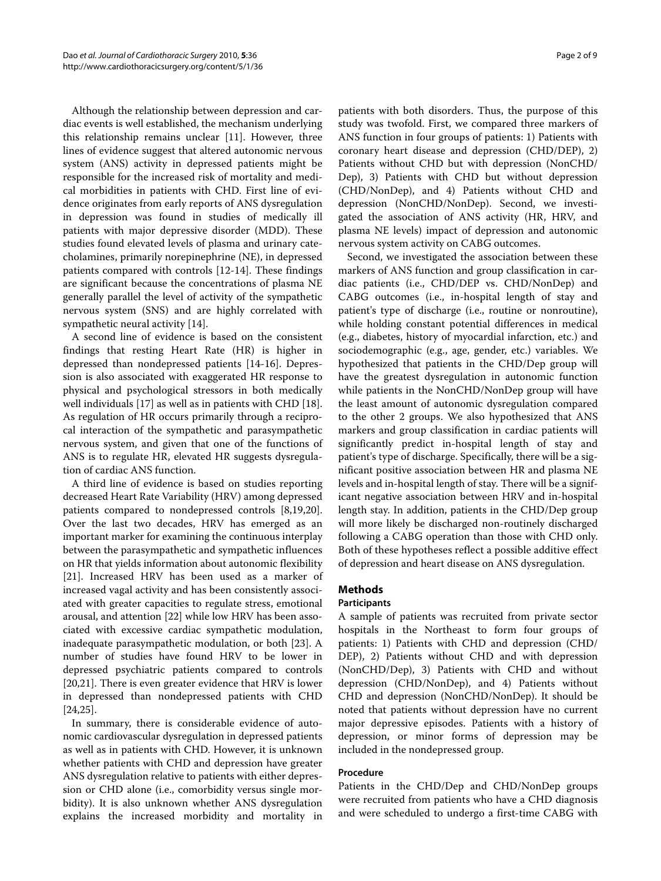Although the relationship between depression and cardiac events is well established, the mechanism underlying this relationship remains unclear [11]. However, three lines of evidence suggest that altered autonomic nervous system (ANS) activity in depressed patients might be responsible for the increased risk of mortality and medical morbidities in patients with CHD. First line of evidence originates from early reports of ANS dysregulation in depression was found in studies of medically ill patients with major depressive disorder (MDD). These studies found elevated levels of plasma and urinary catecholamines, primarily norepinephrine (NE), in depressed patients compared with controls [12-14]. These findings are significant because the concentrations of plasma NE generally parallel the level of activity of the sympathetic nervous system (SNS) and are highly correlated with sympathetic neural activity [14].

A second line of evidence is based on the consistent findings that resting Heart Rate (HR) is higher in depressed than nondepressed patients [14-16]. Depression is also associated with exaggerated HR response to physical and psychological stressors in both medically well individuals [17] as well as in patients with CHD [18]. As regulation of HR occurs primarily through a reciprocal interaction of the sympathetic and parasympathetic nervous system, and given that one of the functions of ANS is to regulate HR, elevated HR suggests dysregulation of cardiac ANS function.

A third line of evidence is based on studies reporting decreased Heart Rate Variability (HRV) among depressed patients compared to nondepressed controls [8,19,20]. Over the last two decades, HRV has emerged as an important marker for examining the continuous interplay between the parasympathetic and sympathetic influences on HR that yields information about autonomic flexibility [21]. Increased HRV has been used as a marker of increased vagal activity and has been consistently associated with greater capacities to regulate stress, emotional arousal, and attention [22] while low HRV has been associated with excessive cardiac sympathetic modulation, inadequate parasympathetic modulation, or both [23]. A number of studies have found HRV to be lower in depressed psychiatric patients compared to controls [20,21]. There is even greater evidence that HRV is lower in depressed than nondepressed patients with CHD [24,25].

In summary, there is considerable evidence of autonomic cardiovascular dysregulation in depressed patients as well as in patients with CHD. However, it is unknown whether patients with CHD and depression have greater ANS dysregulation relative to patients with either depression or CHD alone (i.e., comorbidity versus single morbidity). It is also unknown whether ANS dysregulation explains the increased morbidity and mortality in patients with both disorders. Thus, the purpose of this study was twofold. First, we compared three markers of ANS function in four groups of patients: 1) Patients with coronary heart disease and depression (CHD/DEP), 2) Patients without CHD but with depression (NonCHD/Dep), 3) Patients with CHD but without depression (CHD/NonDep), and 4) Patients without CHD and depression (NonCHD/NonDep). Second, we investigated the association of ANS activity (HR, HRV, and plasma NE levels) impact of depression and autonomic nervous system activity on CABG outcomes.

Second, we investigated the association between these markers of ANS function and group classification in cardiac patients (i.e., CHD/DEP vs. CHD/NonDep) and CABG outcomes (i.e., in-hospital length of stay and patient's type of discharge (i.e., routine or nonroutine), while holding constant potential differences in medical (e.g., diabetes, history of myocardial infarction, etc.) and sociodemographic (e.g., age, gender, etc.) variables. We hypothesized that patients in the CHD/Dep group will have the greatest dysregulation in autonomic function while patients in the NonCHD/NonDep group will have the least amount of autonomic dysregulation compared to the other 2 groups. We also hypothesized that ANS markers and group classification in cardiac patients will significantly predict in-hospital length of stay and patient's type of discharge. Specifically, there will be a significant positive association between HR and plasma NE levels and in-hospital length of stay. There will be a significant negative association between HRV and in-hospital length stay. In addition, patients in the CHD/Dep group will more likely be discharged non-routinely discharged following a CABG operation than those with CHD only. Both of these hypotheses reflect a possible additive effect of depression and heart disease on ANS dysregulation.

## Methods

### Participants

A sample of patients was recruited from private sector hospitals in the Northeast to form four groups of patients: 1) Patients with CHD and depression (CHD/DEP), 2) Patients without CHD and with depression (NonCHD/Dep), 3) Patients with CHD and without depression (CHD/NonDep), and 4) Patients without CHD and depression (NonCHD/NonDep). It should be noted that patients without depression have no current major depressive episodes. Patients with a history of depression, or minor forms of depression may be included in the nondepressed group.

### Procedure

Patients in the CHD/Dep and CHD/NonDep groups were recruited from patients who have a CHD diagnosis and were scheduled to undergo a first-time CABG with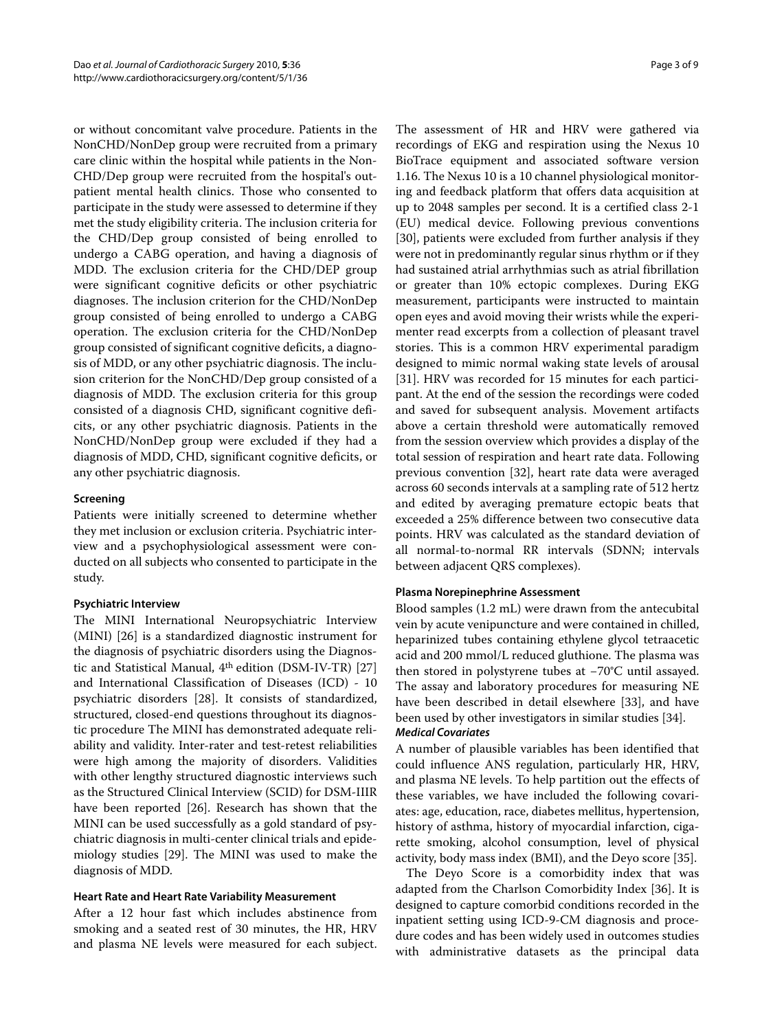or without concomitant valve procedure. Patients in the NonCHD/NonDep group were recruited from a primary care clinic within the hospital while patients in the NonCHD/Dep group were recruited from the hospital's outpatient mental health clinics. Those who consented to participate in the study were assessed to determine if they met the study eligibility criteria. The inclusion criteria for the CHD/Dep group consisted of being enrolled to undergo a CABG operation, and having a diagnosis of MDD. The exclusion criteria for the CHD/DEP group were significant cognitive deficits or other psychiatric diagnoses. The inclusion criterion for the CHD/NonDep group consisted of being enrolled to undergo a CABG operation. The exclusion criteria for the CHD/NonDep group consisted of significant cognitive deficits, a diagnosis of MDD, or any other psychiatric diagnosis. The inclusion criterion for the NonCHD/Dep group consisted of a diagnosis of MDD. The exclusion criteria for this group consisted of a diagnosis CHD, significant cognitive deficits, or any other psychiatric diagnosis. Patients in the NonCHD/NonDep group were excluded if they had a diagnosis of MDD, CHD, significant cognitive deficits, or any other psychiatric diagnosis.

#### Screening

Patients were initially screened to determine whether they met inclusion or exclusion criteria. Psychiatric interview and a psychophysiological assessment were conducted on all subjects who consented to participate in the study.

#### Psychiatric Interview

The MINI International Neuropsychiatric Interview (MINI) [26] is a standardized diagnostic instrument for the diagnosis of psychiatric disorders using the Diagnostic and Statistical Manual, 4th edition (DSM-IV-TR) [27] and International Classification of Diseases (ICD) - 10 psychiatric disorders [28]. It consists of standardized, structured, closed-end questions throughout its diagnostic procedure The MINI has demonstrated adequate reliability and validity. Inter-rater and test-retest reliabilities were high among the majority of disorders. Validities with other lengthy structured diagnostic interviews such as the Structured Clinical Interview (SCID) for DSM-IIIR have been reported [26]. Research has shown that the MINI can be used successfully as a gold standard of psychiatric diagnosis in multi-center clinical trials and epidemiology studies [29]. The MINI was used to make the diagnosis of MDD.

#### Heart Rate and Heart Rate Variability Measurement

After a 12 hour fast which includes abstinence from smoking and a seated rest of 30 minutes, the HR, HRV and plasma NE levels were measured for each subject. The assessment of HR and HRV were gathered via recordings of EKG and respiration using the Nexus 10 BioTrace equipment and associated software version 1.16. The Nexus 10 is a 10 channel physiological monitoring and feedback platform that offers data acquisition at up to 2048 samples per second. It is a certified class 2-1 (EU) medical device. Following previous conventions [30], patients were excluded from further analysis if they were not in predominantly regular sinus rhythm or if they had sustained atrial arrhythmias such as atrial fibrillation or greater than 10% ectopic complexes. During EKG measurement, participants were instructed to maintain open eyes and avoid moving their wrists while the experimenter read excerpts from a collection of pleasant travel stories. This is a common HRV experimental paradigm designed to mimic normal waking state levels of arousal [31]. HRV was recorded for 15 minutes for each participant. At the end of the session the recordings were coded and saved for subsequent analysis. Movement artifacts above a certain threshold were automatically removed from the session overview which provides a display of the total session of respiration and heart rate data. Following previous convention [32], heart rate data were averaged across 60 seconds intervals at a sampling rate of 512 hertz and edited by averaging premature ectopic beats that exceeded a 25% difference between two consecutive data points. HRV was calculated as the standard deviation of all normal-to-normal RR intervals (SDNN; intervals between adjacent QRS complexes).

#### Plasma Norepinephrine Assessment

Blood samples (1.2 mL) were drawn from the antecubital vein by acute venipuncture and were contained in chilled, heparinized tubes containing ethylene glycol tetraacetic acid and 200 mmol/L reduced gluthione. The plasma was then stored in polystyrene tubes at −70°C until assayed. The assay and laboratory procedures for measuring NE have been described in detail elsewhere [33], and have been used by other investigators in similar studies [34].

#### *Medical Covariates*

A number of plausible variables has been identified that could influence ANS regulation, particularly HR, HRV, and plasma NE levels. To help partition out the effects of these variables, we have included the following covariates: age, education, race, diabetes mellitus, hypertension, history of asthma, history of myocardial infarction, cigarette smoking, alcohol consumption, level of physical activity, body mass index (BMI), and the Deyo score [35].

The Deyo Score is a comorbidity index that was adapted from the Charlson Comorbidity Index [36]. It is designed to capture comorbid conditions recorded in the inpatient setting using ICD-9-CM diagnosis and procedure codes and has been widely used in outcomes studies with administrative datasets as the principal data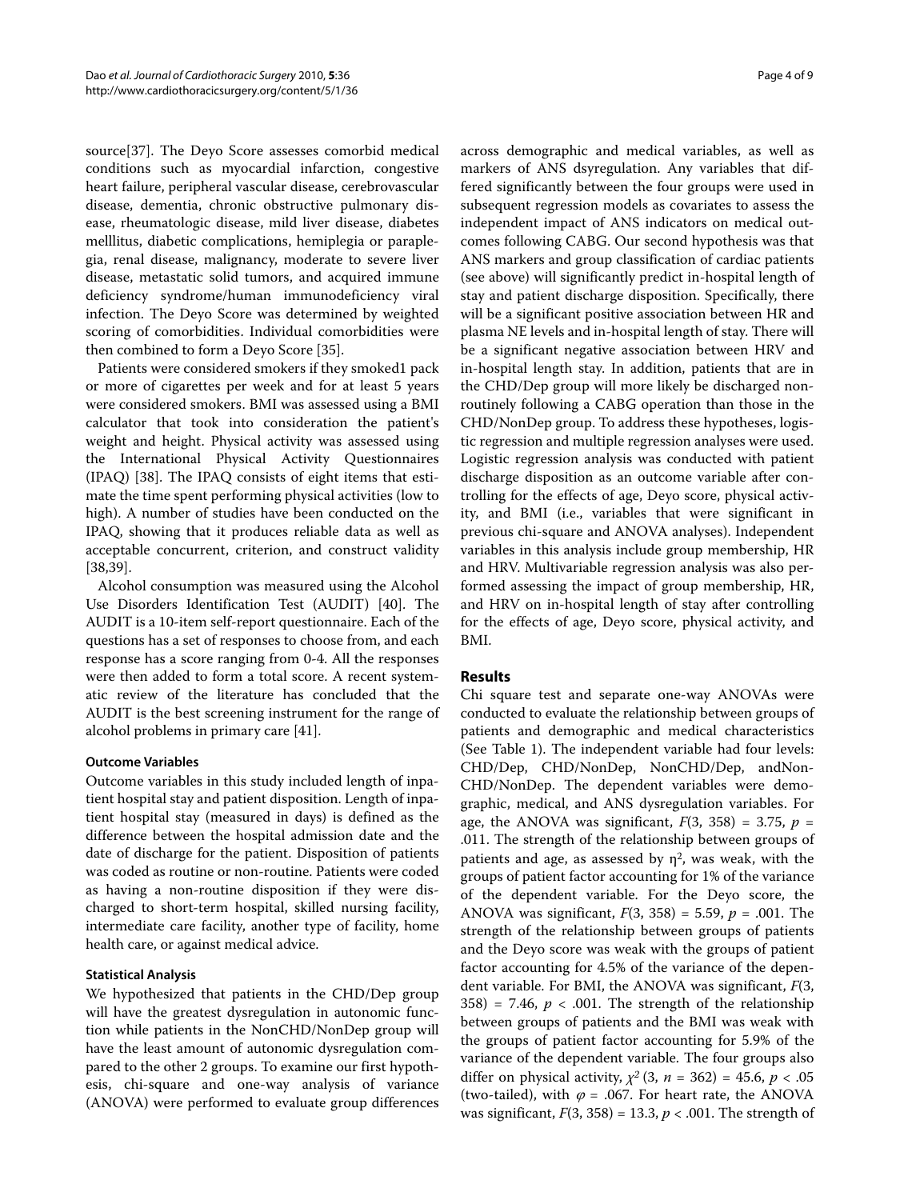source[37]. The Deyo Score assesses comorbid medical conditions such as myocardial infarction, congestive heart failure, peripheral vascular disease, cerebrovascular disease, dementia, chronic obstructive pulmonary disease, rheumatologic disease, mild liver disease, diabetes melllitus, diabetic complications, hemiplegia or paraplegia, renal disease, malignancy, moderate to severe liver disease, metastatic solid tumors, and acquired immune deficiency syndrome/human immunodeficiency viral infection. The Deyo Score was determined by weighted scoring of comorbidities. Individual comorbidities were then combined to form a Deyo Score [35].

Patients were considered smokers if they smoked1 pack or more of cigarettes per week and for at least 5 years were considered smokers. BMI was assessed using a BMI calculator that took into consideration the patient's weight and height. Physical activity was assessed using the International Physical Activity Questionnaires (IPAQ) [38]. The IPAQ consists of eight items that estimate the time spent performing physical activities (low to high). A number of studies have been conducted on the IPAQ, showing that it produces reliable data as well as acceptable concurrent, criterion, and construct validity [38,39].

Alcohol consumption was measured using the Alcohol Use Disorders Identification Test (AUDIT) [40]. The AUDIT is a 10-item self-report questionnaire. Each of the questions has a set of responses to choose from, and each response has a score ranging from 0-4. All the responses were then added to form a total score. A recent systematic review of the literature has concluded that the AUDIT is the best screening instrument for the range of alcohol problems in primary care [41].

#### Outcome Variables

Outcome variables in this study included length of inpatient hospital stay and patient disposition. Length of inpatient hospital stay (measured in days) is defined as the difference between the hospital admission date and the date of discharge for the patient. Disposition of patients was coded as routine or non-routine. Patients were coded as having a non-routine disposition if they were discharged to short-term hospital, skilled nursing facility, intermediate care facility, another type of facility, home health care, or against medical advice.

#### Statistical Analysis

We hypothesized that patients in the CHD/Dep group will have the greatest dysregulation in autonomic function while patients in the NonCHD/NonDep group will have the least amount of autonomic dysregulation compared to the other 2 groups. To examine our first hypothesis, chi-square and one-way analysis of variance (ANOVA) were performed to evaluate group differences across demographic and medical variables, as well as markers of ANS dsyregulation. Any variables that differed significantly between the four groups were used in subsequent regression models as covariates to assess the independent impact of ANS indicators on medical outcomes following CABG. Our second hypothesis was that ANS markers and group classification of cardiac patients (see above) will significantly predict in-hospital length of stay and patient discharge disposition. Specifically, there will be a significant positive association between HR and plasma NE levels and in-hospital length of stay. There will be a significant negative association between HRV and in-hospital length stay. In addition, patients that are in the CHD/Dep group will more likely be discharged non-routinely following a CABG operation than those in the CHD/NonDep group. To address these hypotheses, logistic regression and multiple regression analyses were used. Logistic regression analysis was conducted with patient discharge disposition as an outcome variable after controlling for the effects of age, Deyo score, physical activity, and BMI (i.e., variables that were significant in previous chi-square and ANOVA analyses). Independent variables in this analysis include group membership, HR and HRV. Multivariable regression analysis was also performed assessing the impact of group membership, HR, and HRV on in-hospital length of stay after controlling for the effects of age, Deyo score, physical activity, and BMI.

## Results

Chi square test and separate one-way ANOVAs were conducted to evaluate the relationship between groups of patients and demographic and medical characteristics (See Table 1). The independent variable had four levels: CHD/Dep, CHD/NonDep, NonCHD/Dep, andNon-CHD/NonDep. The dependent variables were demographic, medical, and ANS dysregulation variables. For age, the ANOVA was significant, $F(3, 358) = 3.75$, $p = .011$. The strength of the relationship between groups of patients and age, as assessed by $\eta^2$, was weak, with the groups of patient factor accounting for 1% of the variance of the dependent variable. For the Deyo score, the ANOVA was significant, $F(3, 358) = 5.59$, $p = .001$. The strength of the relationship between groups of patients and the Deyo score was weak with the groups of patient factor accounting for 4.5% of the variance of the dependent variable. For BMI, the ANOVA was significant, $F(3, 358) = 7.46$, $p < .001$. The strength of the relationship between groups of patients and the BMI was weak with the groups of patient factor accounting for 5.9% of the variance of the dependent variable. The four groups also differ on physical activity, $\chi^2 (3, n = 362) = 45.6$, $p < .05$ (two-tailed), with $\varphi = .067$. For heart rate, the ANOVA was significant, $F(3, 358) = 13.3$, $p < .001$. The strength of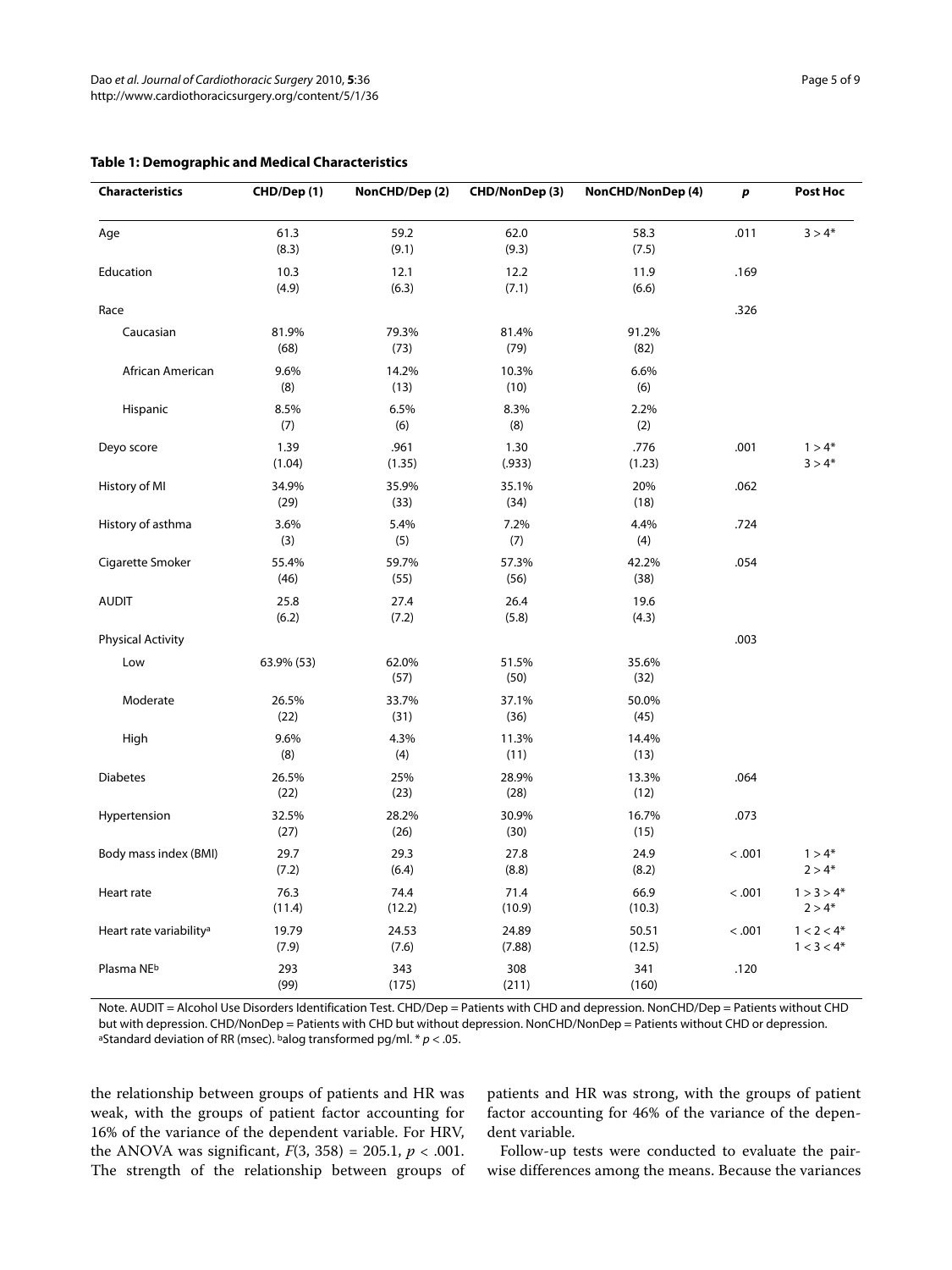**Table 1: Demographic and Medical Characteristics**

| Characteristics | CHD/Dep (1) | NonCHD/Dep (2) | CHD/NonDep (3) | NonCHD/NonDep (4) | *p* | Post Hoc |
|---|---|---|---|---|---|---|
| Age | 61.3 (8.3) | 59.2 (9.1) | 62.0 (9.3) | 58.3 (7.5) | .011 | 3 > 4* |
| Education | 10.3 (4.9) | 12.1 (6.3) | 12.2 (7.1) | 11.9 (6.6) | .169 | |
| Race | | | | | .326 | |
| Caucasian | 81.9% (68) | 79.3% (73) | 81.4% (79) | 91.2% (82) | | |
| African American | 9.6% (8) | 14.2% (13) | 10.3% (10) | 6.6% (6) | | |
| Hispanic | 8.5% (7) | 6.5% (6) | 8.3% (8) | 2.2% (2) | | |
| Deyo score | 1.39 (1.04) | .961 (1.35) | 1.30 (.933) | .776 (1.23) | .001 | 1 > 4* 3 > 4* |
| History of MI | 34.9% (29) | 35.9% (33) | 35.1% (34) | 20% (18) | .062 | |
| History of asthma | 3.6% (3) | 5.4% (5) | 7.2% (7) | 4.4% (4) | .724 | |
| Cigarette Smoker | 55.4% (46) | 59.7% (55) | 57.3% (56) | 42.2% (38) | .054 | |
| AUDIT | 25.8 (6.2) | 27.4 (7.2) | 26.4 (5.8) | 19.6 (4.3) | | |
| Physical Activity | | | | | .003 | |
| Low | 63.9% (53) | 62.0% (57) | 51.5% (50) | 35.6% (32) | | |
| Moderate | 26.5% (22) | 33.7% (31) | 37.1% (36) | 50.0% (45) | | |
| High | 9.6% (8) | 4.3% (4) | 11.3% (11) | 14.4% (13) | | |
| Diabetes | 26.5% (22) | 25% (23) | 28.9% (28) | 13.3% (12) | .064 | |
| Hypertension | 32.5% (27) | 28.2% (26) | 30.9% (30) | 16.7% (15) | .073 | |
| Body mass index (BMI) | 29.7 (7.2) | 29.3 (6.4) | 27.8 (8.8) | 24.9 (8.2) | < .001 | 1 > 4* 2 > 4* |
| Heart rate | 76.3 (11.4) | 74.4 (12.2) | 71.4 (10.9) | 66.9 (10.3) | < .001 | 1 > 3 > 4* 2 > 4* |
| Heart rate variability[a] | 19.79 (7.9) | 24.53 (7.6) | 24.89 (7.88) | 50.51 (12.5) | < .001 | 1 < 2 < 4* 1 < 3 < 4* |
| Plasma NE[b] | 293 (99) | 343 (175) | 308 (211) | 341 (160) | .120 | |

Note. AUDIT = Alcohol Use Disorders Identification Test. CHD/Dep = Patients with CHD and depression. NonCHD/Dep = Patients without CHD but with depression. CHD/NonDep = Patients with CHD but without depression. NonCHD/NonDep = Patients without CHD or depression. [a]Standard deviation of RR (msec). [b]alog transformed pg/ml. * $p < .05$.

the relationship between groups of patients and HR was weak, with the groups of patient factor accounting for 16% of the variance of the dependent variable. For HRV, the ANOVA was significant, $F(3, 358) = 205.1$, $p < .001$. The strength of the relationship between groups of patients and HR was strong, with the groups of patient factor accounting for 46% of the variance of the dependent variable.

Follow-up tests were conducted to evaluate the pairwise differences among the means. Because the variances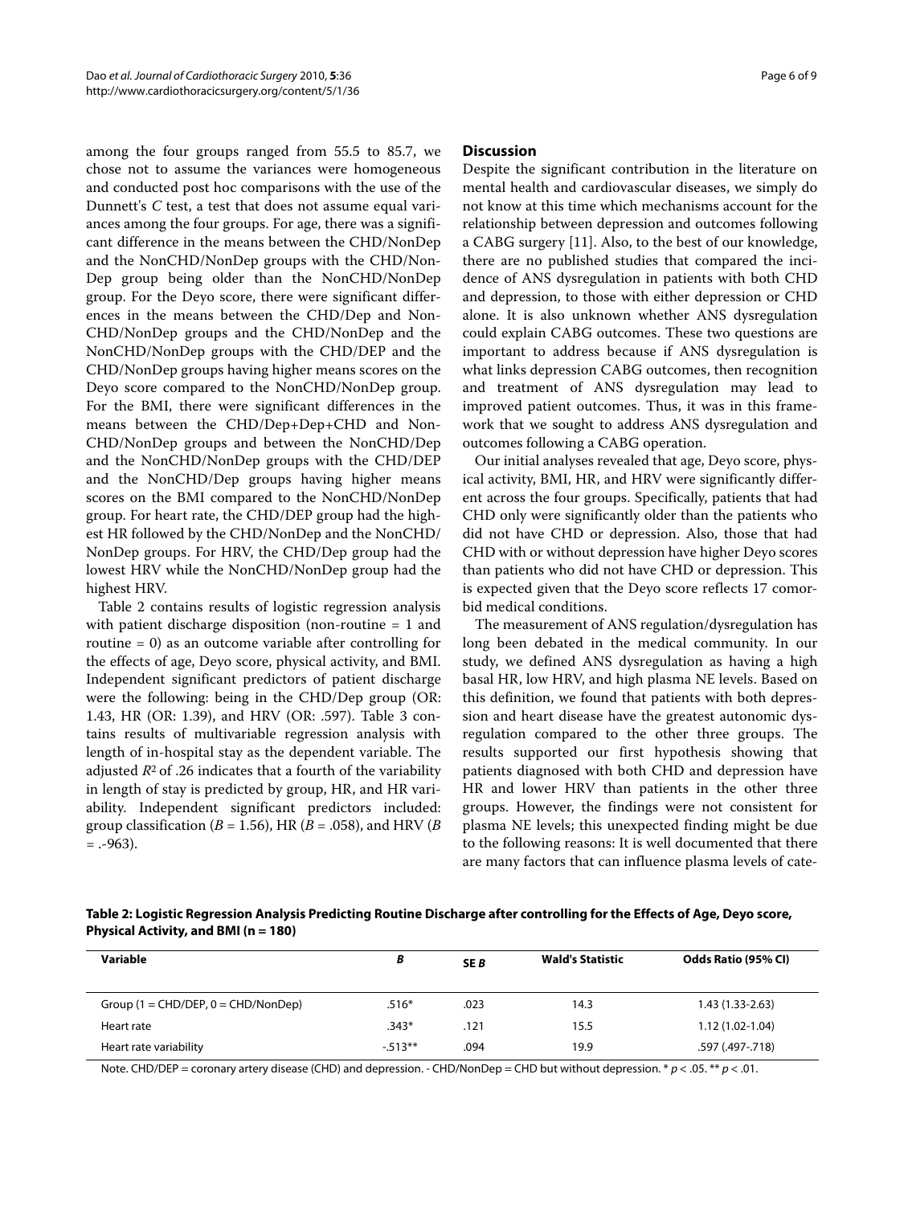among the four groups ranged from 55.5 to 85.7, we chose not to assume the variances were homogeneous and conducted post hoc comparisons with the use of the Dunnett's *C* test, a test that does not assume equal variances among the four groups. For age, there was a significant difference in the means between the CHD/NonDep and the NonCHD/NonDep groups with the CHD/NonDep group being older than the NonCHD/NonDep group. For the Deyo score, there were significant differences in the means between the CHD/Dep and NonCHD/NonDep groups and the CHD/NonDep and the NonCHD/NonDep groups with the CHD/DEP and the CHD/NonDep groups having higher means scores on the Deyo score compared to the NonCHD/NonDep group. For the BMI, there were significant differences in the means between the CHD/Dep+Dep+CHD and NonCHD/NonDep groups and between the NonCHD/Dep and the NonCHD/NonDep groups with the CHD/DEP and the NonCHD/Dep groups having higher means scores on the BMI compared to the NonCHD/NonDep group. For heart rate, the CHD/DEP group had the highest HR followed by the CHD/NonDep and the NonCHD/NonDep groups. For HRV, the CHD/Dep group had the lowest HRV while the NonCHD/NonDep group had the highest HRV.

Table 2 contains results of logistic regression analysis with patient discharge disposition (non-routine = 1 and routine = 0) as an outcome variable after controlling for the effects of age, Deyo score, physical activity, and BMI. Independent significant predictors of patient discharge were the following: being in the CHD/Dep group (OR: 1.43, HR (OR: 1.39), and HRV (OR: .597). Table 3 contains results of multivariable regression analysis with length of in-hospital stay as the dependent variable. The adjusted $R^2$ of .26 indicates that a fourth of the variability in length of stay is predicted by group, HR, and HR variability. Independent significant predictors included: group classification ($B$ = 1.56), HR ($B$ = .058), and HRV ($B$ = .-963).

## Discussion

Despite the significant contribution in the literature on mental health and cardiovascular diseases, we simply do not know at this time which mechanisms account for the relationship between depression and outcomes following a CABG surgery [11]. Also, to the best of our knowledge, there are no published studies that compared the incidence of ANS dysregulation in patients with both CHD and depression, to those with either depression or CHD alone. It is also unknown whether ANS dysregulation could explain CABG outcomes. These two questions are important to address because if ANS dysregulation is what links depression CABG outcomes, then recognition and treatment of ANS dysregulation may lead to improved patient outcomes. Thus, it was in this framework that we sought to address ANS dysregulation and outcomes following a CABG operation.

Our initial analyses revealed that age, Deyo score, physical activity, BMI, HR, and HRV were significantly different across the four groups. Specifically, patients that had CHD only were significantly older than the patients who did not have CHD or depression. Also, those that had CHD with or without depression have higher Deyo scores than patients who did not have CHD or depression. This is expected given that the Deyo score reflects 17 comorbid medical conditions.

The measurement of ANS regulation/dysregulation has long been debated in the medical community. In our study, we defined ANS dysregulation as having a high basal HR, low HRV, and high plasma NE levels. Based on this definition, we found that patients with both depression and heart disease have the greatest autonomic dysregulation compared to the other three groups. The results supported our first hypothesis showing that patients diagnosed with both CHD and depression have HR and lower HRV than patients in the other three groups. However, the findings were not consistent for plasma NE levels; this unexpected finding might be due to the following reasons: It is well documented that there are many factors that can influence plasma levels of cate-

**Table 2: Logistic Regression Analysis Predicting Routine Discharge after controlling for the Effects of Age, Deyo score, Physical Activity, and BMI (n = 180)**

| Variable | *B* | SE *B* | Wald's Statistic | Odds Ratio (95% CI) |
| --- | --- | --- | --- | --- |
| Group (1 = CHD/DEP, 0 = CHD/NonDep) | .516* | .023 | 14.3 | 1.43 (1.33-2.63) |
| Heart rate | .343* | .121 | 15.5 | 1.12 (1.02-1.04) |
| Heart rate variability | -.513** | .094 | 19.9 | .597 (.497-.718) |

Note. CHD/DEP = coronary artery disease (CHD) and depression. - CHD/NonDep = CHD but without depression. * $p < .05$. ** $p < .01$.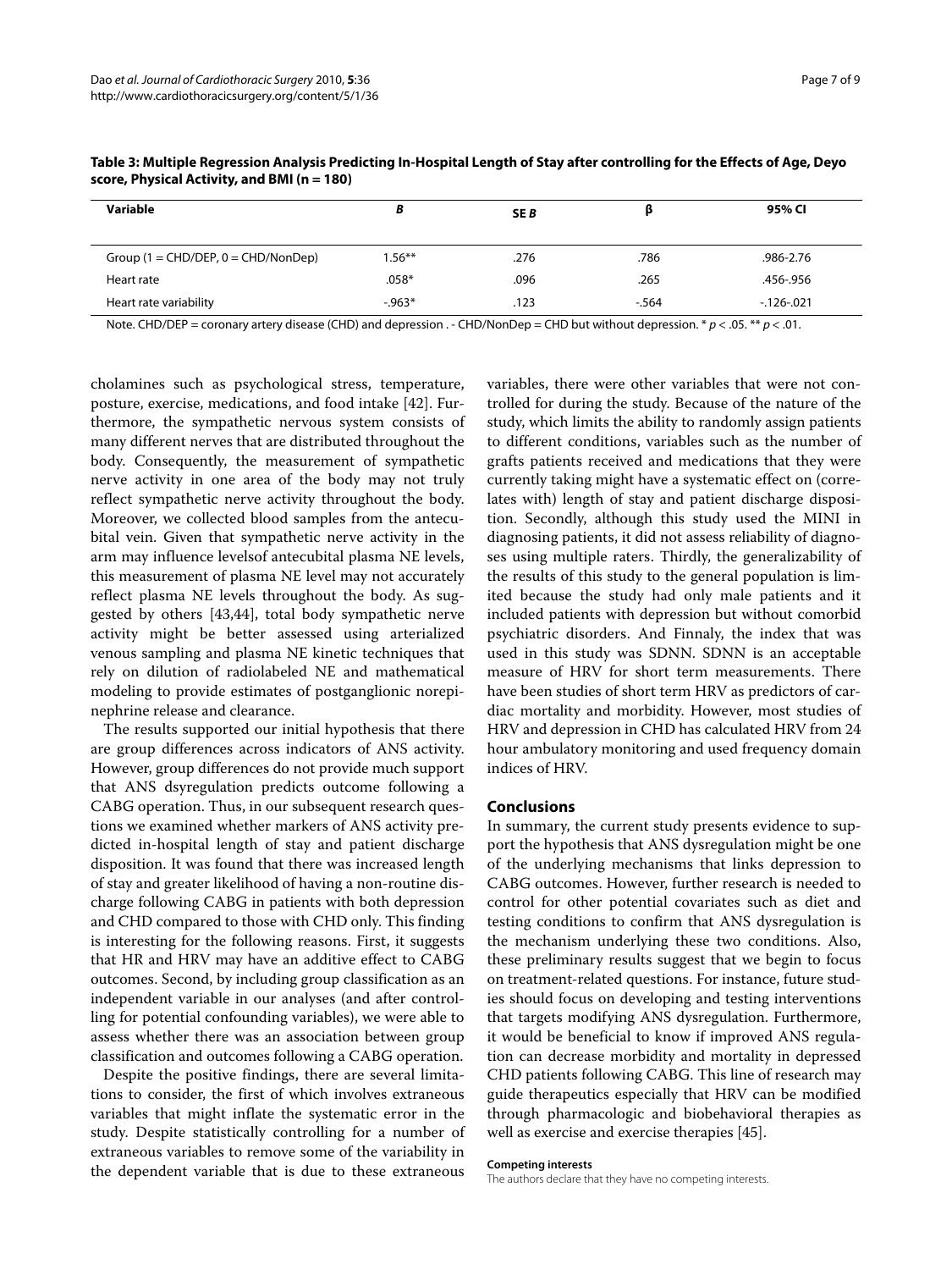**Table 3: Multiple Regression Analysis Predicting In-Hospital Length of Stay after controlling for the Effects of Age, Deyo score, Physical Activity, and BMI (n = 180)**

| Variable | *B* | SE *B* | β | 95% CI |
|---|---|---|---|---|
| Group (1 = CHD/DEP, 0 = CHD/NonDep) | 1.56** | .276 | .786 | .986-2.76 |
| Heart rate | .058* | .096 | .265 | .456-.956 |
| Heart rate variability | -.963* | .123 | -.564 | -.126-.021 |

Note. CHD/DEP = coronary artery disease (CHD) and depression . - CHD/NonDep = CHD but without depression. * $p < .05$. ** $p < .01$.

cholamines such as psychological stress, temperature, posture, exercise, medications, and food intake [42]. Furthermore, the sympathetic nervous system consists of many different nerves that are distributed throughout the body. Consequently, the measurement of sympathetic nerve activity in one area of the body may not truly reflect sympathetic nerve activity throughout the body. Moreover, we collected blood samples from the antecubital vein. Given that sympathetic nerve activity in the arm may influence levelsof antecubital plasma NE levels, this measurement of plasma NE level may not accurately reflect plasma NE levels throughout the body. As suggested by others [43,44], total body sympathetic nerve activity might be better assessed using arterialized venous sampling and plasma NE kinetic techniques that rely on dilution of radiolabeled NE and mathematical modeling to provide estimates of postganglionic norepinephrine release and clearance.

The results supported our initial hypothesis that there are group differences across indicators of ANS activity. However, group differences do not provide much support that ANS dsyregulation predicts outcome following a CABG operation. Thus, in our subsequent research questions we examined whether markers of ANS activity predicted in-hospital length of stay and patient discharge disposition. It was found that there was increased length of stay and greater likelihood of having a non-routine discharge following CABG in patients with both depression and CHD compared to those with CHD only. This finding is interesting for the following reasons. First, it suggests that HR and HRV may have an additive effect to CABG outcomes. Second, by including group classification as an independent variable in our analyses (and after controlling for potential confounding variables), we were able to assess whether there was an association between group classification and outcomes following a CABG operation.

Despite the positive findings, there are several limitations to consider, the first of which involves extraneous variables that might inflate the systematic error in the study. Despite statistically controlling for a number of extraneous variables to remove some of the variability in the dependent variable that is due to these extraneous variables, there were other variables that were not controlled for during the study. Because of the nature of the study, which limits the ability to randomly assign patients to different conditions, variables such as the number of grafts patients received and medications that they were currently taking might have a systematic effect on (correlates with) length of stay and patient discharge disposition. Secondly, although this study used the MINI in diagnosing patients, it did not assess reliability of diagnoses using multiple raters. Thirdly, the generalizability of the results of this study to the general population is limited because the study had only male patients and it included patients with depression but without comorbid psychiatric disorders. And Finnaly, the index that was used in this study was SDNN. SDNN is an acceptable measure of HRV for short term measurements. There have been studies of short term HRV as predictors of cardiac mortality and morbidity. However, most studies of HRV and depression in CHD has calculated HRV from 24 hour ambulatory monitoring and used frequency domain indices of HRV.

## Conclusions

In summary, the current study presents evidence to support the hypothesis that ANS dysregulation might be one of the underlying mechanisms that links depression to CABG outcomes. However, further research is needed to control for other potential covariates such as diet and testing conditions to confirm that ANS dysregulation is the mechanism underlying these two conditions. Also, these preliminary results suggest that we begin to focus on treatment-related questions. For instance, future studies should focus on developing and testing interventions that targets modifying ANS dysregulation. Furthermore, it would be beneficial to know if improved ANS regulation can decrease morbidity and mortality in depressed CHD patients following CABG. This line of research may guide therapeutics especially that HRV can be modified through pharmacologic and biobehavioral therapies as well as exercise and exercise therapies [45].

#### Competing interests

The authors declare that they have no competing interests.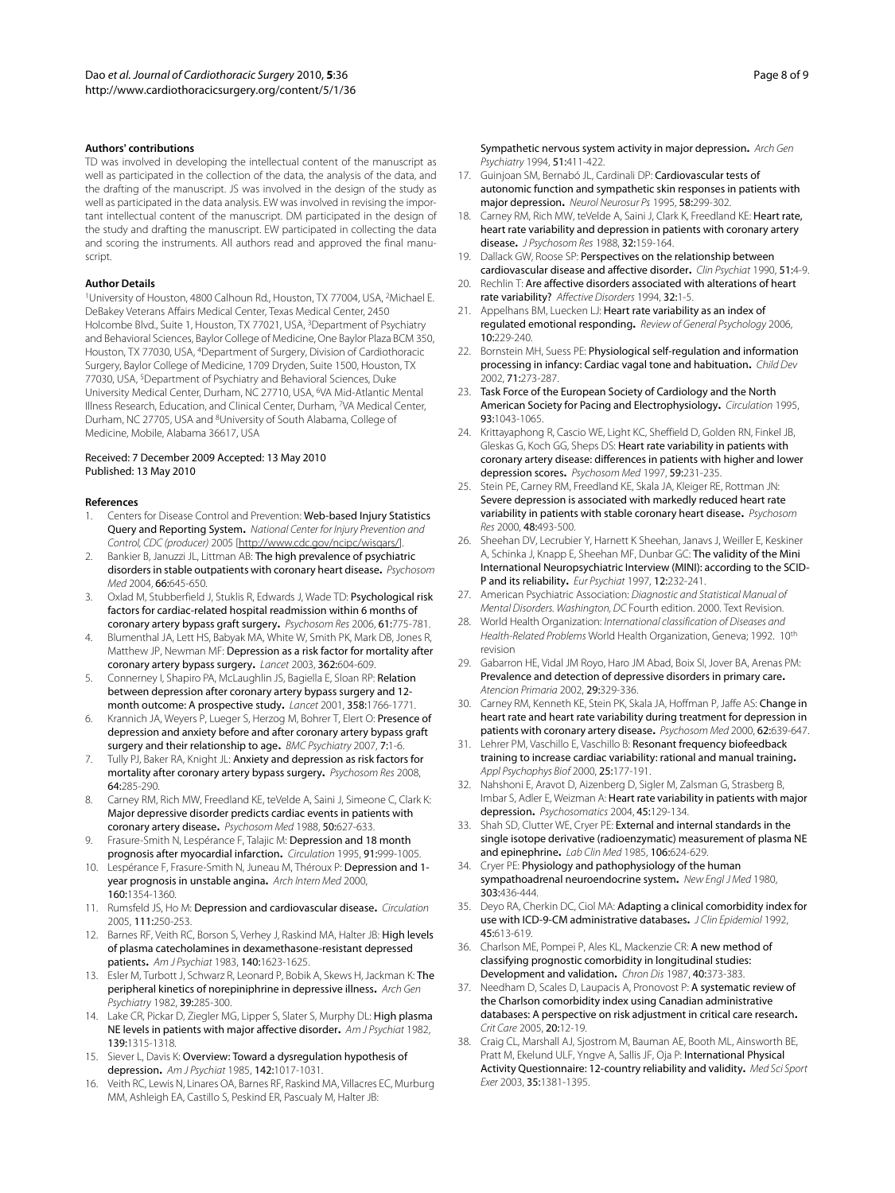### Authors' contributions

TD was involved in developing the intellectual content of the manuscript as well as participated in the collection of the data, the analysis of the data, and the drafting of the manuscript. JS was involved in the design of the study as well as participated in the data analysis. EW was involved in revising the important intellectual content of the manuscript. DM participated in the design of the study and drafting the manuscript. EW participated in collecting the data and scoring the instruments. All authors read and approved the final manuscript.

### Author Details

[1]University of Houston, 4800 Calhoun Rd., Houston, TX 77004, USA, [2]Michael E. DeBakey Veterans Affairs Medical Center, Texas Medical Center, 2450 Holcombe Blvd., Suite 1, Houston, TX 77021, USA, [3]Department of Psychiatry and Behavioral Sciences, Baylor College of Medicine, One Baylor Plaza BCM 350, Houston, TX 77030, USA, [4]Department of Surgery, Division of Cardiothoracic Surgery, Baylor College of Medicine, 1709 Dryden, Suite 1500, Houston, TX 77030, USA, [5]Department of Psychiatry and Behavioral Sciences, Duke University Medical Center, Durham, NC 27710, USA, [6]VA Mid-Atlantic Mental Illness Research, Education, and Clinical Center, Durham, [7]VA Medical Center, Durham, NC 27705, USA and [8]University of South Alabama, College of Medicine, Mobile, Alabama 36617, USA

Received: 7 December 2009 Accepted: 13 May 2010
Published: 13 May 2010

### References

1. Centers for Disease Control and Prevention: **Web-based Injury Statistics Query and Reporting System.** *National Center for Injury Prevention and Control, CDC (producer)* 2005 [http://www.cdc.gov/ncipc/wisqars/].
2. Bankier B, Januzzi JL, Littman AB: **The high prevalence of psychiatric disorders in stable outpatients with coronary heart disease.** *Psychosom Med* 2004, **66:**645-650.
3. Oxlad M, Stubberfield J, Stuklis R, Edwards J, Wade TD: **Psychological risk factors for cardiac-related hospital readmission within 6 months of coronary artery bypass graft surgery.** *Psychosom Res* 2006, **61:**775-781.
4. Blumenthal JA, Lett HS, Babyak MA, White W, Smith PK, Mark DB, Jones R, Matthew JP, Newman MF: **Depression as a risk factor for mortality after coronary artery bypass surgery.** *Lancet* 2003, **362:**604-609.
5. Connerney I, Shapiro PA, McLaughlin JS, Bagiella E, Sloan RP: **Relation between depression after coronary artery bypass surgery and 12-month outcome: A prospective study.** *Lancet* 2001, **358:**1766-1771.
6. Krannich JA, Weyers P, Lueger S, Herzog M, Bohrer T, Elert O: **Presence of depression and anxiety before and after coronary artery bypass graft surgery and their relationship to age.** *BMC Psychiatry* 2007, **7:**1-6.
7. Tully PJ, Baker RA, Knight JL: **Anxiety and depression as risk factors for mortality after coronary artery bypass surgery.** *Psychosom Res* 2008, **64:**285-290.
8. Carney RM, Rich MW, Freedland KE, teVelde A, Saini J, Simeone C, Clark K: **Major depressive disorder predicts cardiac events in patients with coronary artery disease.** *Psychosom Med* 1988, **50:**627-633.
9. Frasure-Smith N, Lespérance F, Talajic M: **Depression and 18 month prognosis after myocardial infarction.** *Circulation* 1995, **91:**999-1005.
10. Lespérance F, Frasure-Smith N, Juneau M, Théroux P: **Depression and 1-year prognosis in unstable angina.** *Arch Intern Med* 2000, **160:**1354-1360.
11. Rumsfeld JS, Ho M: **Depression and cardiovascular disease.** *Circulation* 2005, **111:**250-253.
12. Barnes RF, Veith RC, Borson S, Verhey J, Raskind MA, Halter JB: **High levels of plasma catecholamines in dexamethasone-resistant depressed patients.** *Am J Psychiat* 1983, **140:**1623-1625.
13. Esler M, Turbott J, Schwarz R, Leonard P, Bobik A, Skews H, Jackman K: **The peripheral kinetics of norepiniphrine in depressive illness.** *Arch Gen Psychiatry* 1982, **39:**285-300.
14. Lake CR, Pickar D, Ziegler MG, Lipper S, Slater S, Murphy DL: **High plasma NE levels in patients with major affective disorder.** *Am J Psychiat* 1982, **139:**1315-1318.
15. Siever L, Davis K: **Overview: Toward a dysregulation hypothesis of depression.** *Am J Psychiat* 1985, **142:**1017-1031.
16. Veith RC, Lewis N, Linares OA, Barnes RF, Raskind MA, Villacres EC, Murburg MM, Ashleigh EA, Castillo S, Peskind ER, Pascualy M, Halter JB: **Sympathetic nervous system activity in major depression.** *Arch Gen Psychiatry* 1994, **51:**411-422.
17. Guinjoan SM, Bernabó JL, Cardinali DP: **Cardiovascular tests of autonomic function and sympathetic skin responses in patients with major depression.** *Neurol Neurosur Ps* 1995, **58:**299-302.
18. Carney RM, Rich MW, teVelde A, Saini J, Clark K, Freedland KE: **Heart rate, heart rate variability and depression in patients with coronary artery disease.** *J Psychosom Res* 1988, **32:**159-164.
19. Dallack GW, Roose SP: **Perspectives on the relationship between cardiovascular disease and affective disorder.** *Clin Psychiat* 1990, **51:**4-9.
20. Rechlin T: **Are affective disorders associated with alterations of heart rate variability?** *Affective Disorders* 1994, **32:**1-5.
21. Appelhans BM, Luecken LJ: **Heart rate variability as an index of regulated emotional responding.** *Review of General Psychology* 2006, **10:**229-240.
22. Bornstein MH, Suess PE: **Physiological self-regulation and information processing in infancy: Cardiac vagal tone and habituation.** *Child Dev* 2002, **71:**273-287.
23. Task Force of the European Society of Cardiology and the North American Society for Pacing and Electrophysiology. *Circulation* 1995, **93:**1043-1065.
24. Krittayaphong R, Cascio WE, Light KC, Sheffield D, Golden RN, Finkel JB, Gleskas G, Koch GG, Sheps DS: **Heart rate variability in patients with coronary artery disease: differences in patients with higher and lower depression scores.** *Psychosom Med* 1997, **59:**231-235.
25. Stein PE, Carney RM, Freedland KE, Skala JA, Kleiger RE, Rottman JN: **Severe depression is associated with markedly reduced heart rate variability in patients with stable coronary heart disease.** *Psychosom Res* 2000, **48:**493-500.
26. Sheehan DV, Lecrubier Y, Harnett K Sheehan, Janavs J, Weiller E, Keskiner A, Schinka J, Knapp E, Sheehan MF, Dunbar GC: **The validity of the Mini International Neuropsychiatric Interview (MINI): according to the SCID-P and its reliability.** *Eur Psychiat* 1997, **12:**232-241.
27. American Psychiatric Association: *Diagnostic and Statistical Manual of Mental Disorders. Washington, DC* Fourth edition. 2000. Text Revision.
28. World Health Organization: *International classification of Diseases and Health-Related Problems* World Health Organization, Geneva; 1992. 10th revision
29. Gabarron HE, Vidal JM Royo, Haro JM Abad, Boix SI, Jover BA, Arenas PM: **Prevalence and detection of depressive disorders in primary care.** *Atencion Primaria* 2002, **29:**329-336.
30. Carney RM, Kenneth KE, Stein PK, Skala JA, Hoffman P, Jaffe AS: **Change in heart rate and heart rate variability during treatment for depression in patients with coronary artery disease.** *Psychosom Med* 2000, **62:**639-647.
31. Lehrer PM, Vaschillo E, Vaschillo B: **Resonant frequency biofeedback training to increase cardiac variability: rational and manual training.** *Appl Psychophys Biof* 2000, **25:**177-191.
32. Nahshoni E, Aravot D, Aizenberg D, Sigler M, Zalsman G, Strasberg B, Imbar S, Adler E, Weizman A: **Heart rate variability in patients with major depression.** *Psychosomatics* 2004, **45:**129-134.
33. Shah SD, Clutter WE, Cryer PE: **External and internal standards in the single isotope derivative (radioenzymatic) measurement of plasma NE and epinephrine.** *Lab Clin Med* 1985, **106:**624-629.
34. Cryer PE: **Physiology and pathophysiology of the human sympathoadrenal neuroendocrine system.** *New Engl J Med* 1980, **303:**436-444.
35. Deyo RA, Cherkin DC, Ciol MA: **Adapting a clinical comorbidity index for use with ICD-9-CM administrative databases.** *J Clin Epidemiol* 1992, **45:**613-619.
36. Charlson ME, Pompei P, Ales KL, Mackenzie CR: **A new method of classifying prognostic comorbidity in longitudinal studies: Development and validation.** *Chron Dis* 1987, **40:**373-383.
37. Needham D, Scales D, Laupacis A, Pronovost P: **A systematic review of the Charlson comorbidity index using Canadian administrative databases: A perspective on risk adjustment in critical care research.** *Crit Care* 2005, **20:**12-19.
38. Craig CL, Marshall AJ, Sjostrom M, Bauman AE, Booth ML, Ainsworth BE, Pratt M, Ekelund ULF, Yngve A, Sallis JF, Oja P: **International Physical Activity Questionnaire: 12-country reliability and validity.** *Med Sci Sport Exer* 2003, **35:**1381-1395.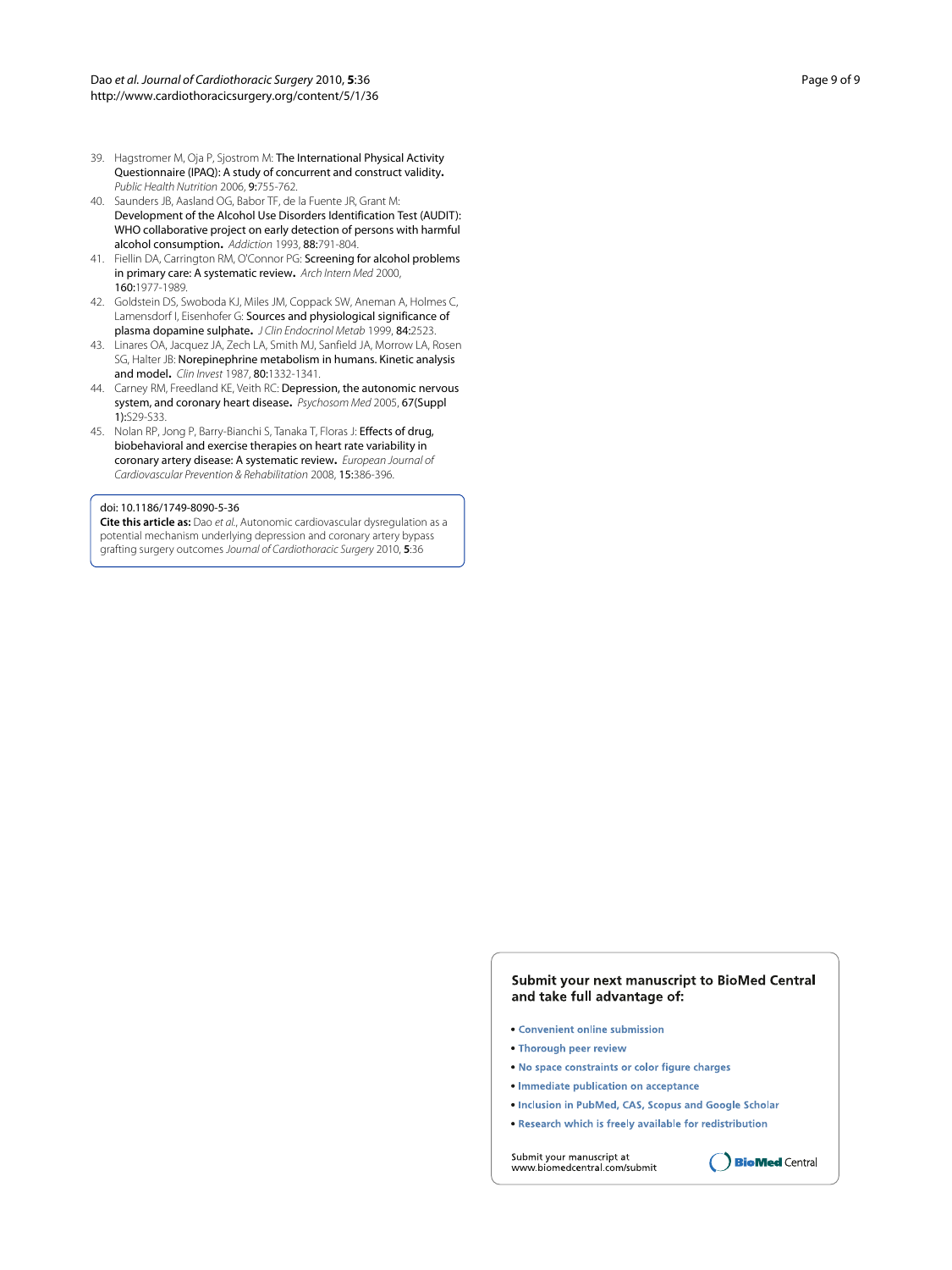39. Hagstromer M, Oja P, Sjostrom M: **The International Physical Activity Questionnaire (IPAQ): A study of concurrent and construct validity.** *Public Health Nutrition* 2006, **9**:755-762.
40. Saunders JB, Aasland OG, Babor TF, de la Fuente JR, Grant M: **Development of the Alcohol Use Disorders Identification Test (AUDIT): WHO collaborative project on early detection of persons with harmful alcohol consumption.** *Addiction* 1993, **88**:791-804.
41. Fiellin DA, Carrington RM, O'Connor PG: **Screening for alcohol problems in primary care: A systematic review.** *Arch Intern Med* 2000, **160**:1977-1989.
42. Goldstein DS, Swoboda KJ, Miles JM, Coppack SW, Aneman A, Holmes C, Lamensdorf I, Eisenhofer G: **Sources and physiological significance of plasma dopamine sulphate.** *J Clin Endocrinol Metab* 1999, **84**:2523.
43. Linares OA, Jacquez JA, Zech LA, Smith MJ, Sanfield JA, Morrow LA, Rosen SG, Halter JB: **Norepinephrine metabolism in humans. Kinetic analysis and model.** *Clin Invest* 1987, **80**:1332-1341.
44. Carney RM, Freedland KE, Veith RC: **Depression, the autonomic nervous system, and coronary heart disease.** *Psychosom Med* 2005, **67(Suppl 1)**:S29-S33.
45. Nolan RP, Jong P, Barry-Bianchi S, Tanaka T, Floras J: **Effects of drug, biobehavioral and exercise therapies on heart rate variability in coronary artery disease: A systematic review.** *European Journal of Cardiovascular Prevention & Rehabilitation* 2008, **15**:386-396.

doi: 10.1186/1749-8090-5-36

**Cite this article as:** Dao *et al.*, Autonomic cardiovascular dysregulation as a potential mechanism underlying depression and coronary artery bypass grafting surgery outcomes *Journal of Cardiothoracic Surgery* 2010, **5**:36

**Submit your next manuscript to BioMed Central and take full advantage of:**

- Convenient online submission
- Thorough peer review
- No space constraints or color figure charges
- Immediate publication on acceptance
- Inclusion in PubMed, CAS, Scopus and Google Scholar
- Research which is freely available for redistribution

Submit your manuscript at www.biomedcentral.com/submit

BioMed Central